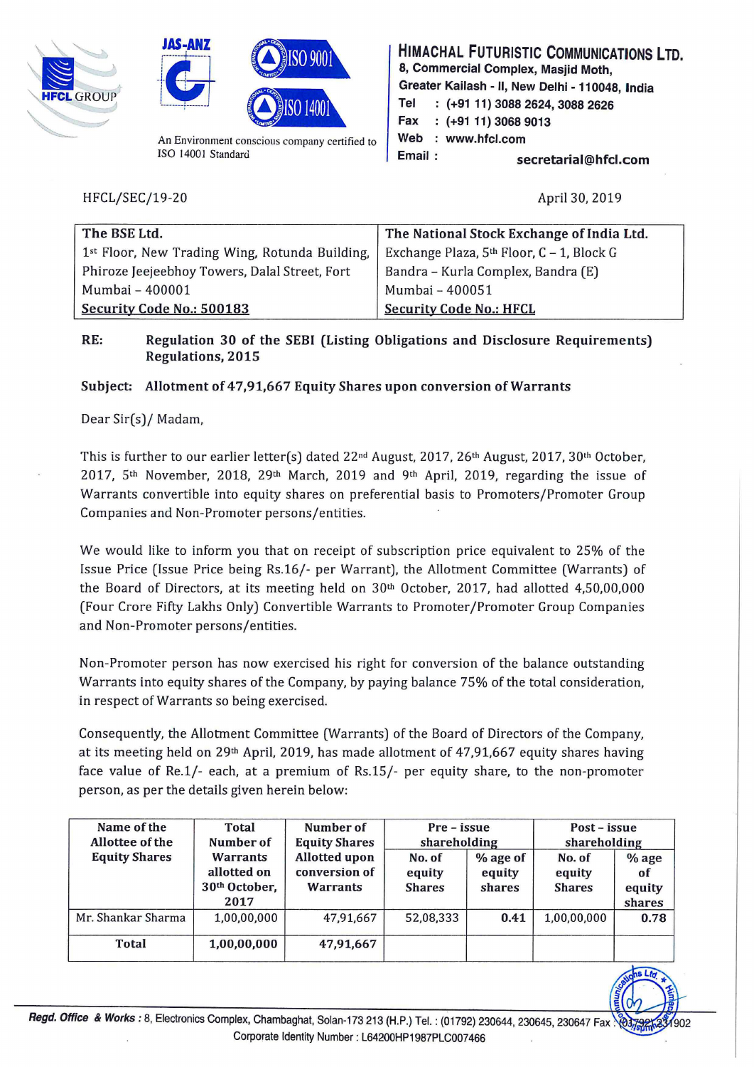JAS-ANZ

ISO 9001

ISO 14001

HFCL GROUP

An Environment conscious company certified to ISO 14001 Standard

**HIMACHAL FUTURISTIC COMMUNICATIONS LTD.**
8, Commercial Complex, Masjid Moth,
Greater Kailash - II, New Delhi - 110048, India
Tel : (+91 11) 3088 2624, 3088 2626
Fax : (+91 11) 3068 9013
Web : www.hfcl.com
Email : secretarial@hfcl.com

HFCL/SEC/19-20

April 30, 2019

| The BSE Ltd. | The National Stock Exchange of India Ltd. |
|---|---|
| 1st Floor, New Trading Wing, Rotunda Building, Phiroze Jeejeebhoy Towers, Dalal Street, Fort Mumbai – 400001 | Exchange Plaza, 5th Floor, C – 1, Block G Bandra – Kurla Complex, Bandra (E) Mumbai – 400051 |
| **Security Code No.: 500183** | **Security Code No.: HFCL** |

**RE: Regulation 30 of the SEBI (Listing Obligations and Disclosure Requirements) Regulations, 2015**

**Subject: Allotment of 47,91,667 Equity Shares upon conversion of Warrants**

Dear Sir(s)/ Madam,

This is further to our earlier letter(s) dated 22nd August, 2017, 26th August, 2017, 30th October, 2017, 5th November, 2018, 29th March, 2019 and 9th April, 2019, regarding the issue of Warrants convertible into equity shares on preferential basis to Promoters/Promoter Group Companies and Non-Promoter persons/entities.

We would like to inform you that on receipt of subscription price equivalent to 25% of the Issue Price (Issue Price being Rs.16/- per Warrant), the Allotment Committee (Warrants) of the Board of Directors, at its meeting held on 30th October, 2017, had allotted 4,50,00,000 (Four Crore Fifty Lakhs Only) Convertible Warrants to Promoter/Promoter Group Companies and Non-Promoter persons/entities.

Non-Promoter person has now exercised his right for conversion of the balance outstanding Warrants into equity shares of the Company, by paying balance 75% of the total consideration, in respect of Warrants so being exercised.

Consequently, the Allotment Committee (Warrants) of the Board of Directors of the Company, at its meeting held on 29th April, 2019, has made allotment of 47,91,667 equity shares having face value of Re.1/- each, at a premium of Rs.15/- per equity share, to the non-promoter person, as per the details given herein below:

| Name of the Allottee of the Equity Shares | Total Number of Warrants allotted on 30th October, 2017 | Number of Equity Shares Allotted upon conversion of Warrants | Pre – issue shareholding | | Post – issue shareholding | |
|---|---|---|---|---|---|---|
| | | | No. of equity Shares | % age of equity shares | No. of equity Shares | % age of equity shares |
| Mr. Shankar Sharma | 1,00,00,000 | 47,91,667 | 52,08,333 | 0.41 | 1,00,00,000 | 0.78 |
| **Total** | **1,00,00,000** | **47,91,667** | | | | |

Regd. Office & Works : 8, Electronics Complex, Chambaghat, Solan-173 213 (H.P.) Tel. : (01792) 230644, 230645, 230647 Fax : (01792) 231902
Corporate Identity Number : L64200HP1987PLC007466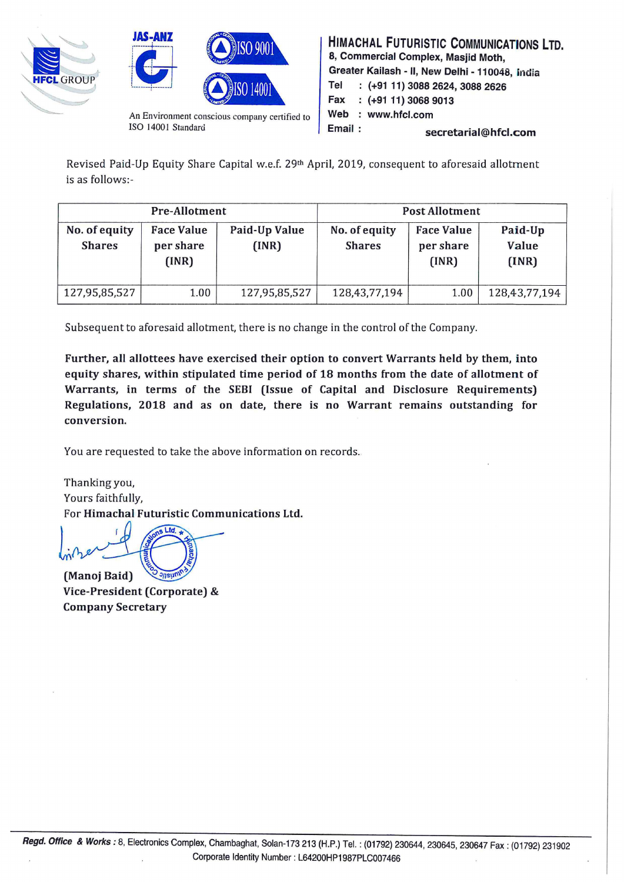**HIMACHAL FUTURISTIC COMMUNICATIONS LTD.**
8, Commercial Complex, Masjid Moth,
Greater Kailash - II, New Delhi - 110048, India
Tel : (+91 11) 3088 2624, 3088 2626
Fax : (+91 11) 3068 9013
Web : www.hfcl.com
Email : secretarial@hfcl.com

An Environment conscious company certified to ISO 14001 Standard

Revised Paid-Up Equity Share Capital w.e.f. 29th April, 2019, consequent to aforesaid allotment is as follows:-

| Pre-Allotment | | | Post Allotment | | |
|---|---|---|---|---|---|
| No. of equity Shares | Face Value per share (INR) | Paid-Up Value (INR) | No. of equity Shares | Face Value per share (INR) | Paid-Up Value (INR) |
| 127,95,85,527 | 1.00 | 127,95,85,527 | 128,43,77,194 | 1.00 | 128,43,77,194 |

Subsequent to aforesaid allotment, there is no change in the control of the Company.

**Further, all allottees have exercised their option to convert Warrants held by them, into equity shares, within stipulated time period of 18 months from the date of allotment of Warrants, in terms of the SEBI (Issue of Capital and Disclosure Requirements) Regulations, 2018 and as on date, there is no Warrant remains outstanding for conversion.**

You are requested to take the above information on records.

Thanking you,
Yours faithfully,
For **Himachal Futuristic Communications Ltd.**

**(Manoj Baid)**
**Vice-President (Corporate) &**
**Company Secretary**

***Regd. Office & Works :*** 8, Electronics Complex, Chambaghat, Solan-173 213 (H.P.) Tel. : (01792) 230644, 230645, 230647 Fax : (01792) 231902
Corporate Identity Number : L64200HP1987PLC007466